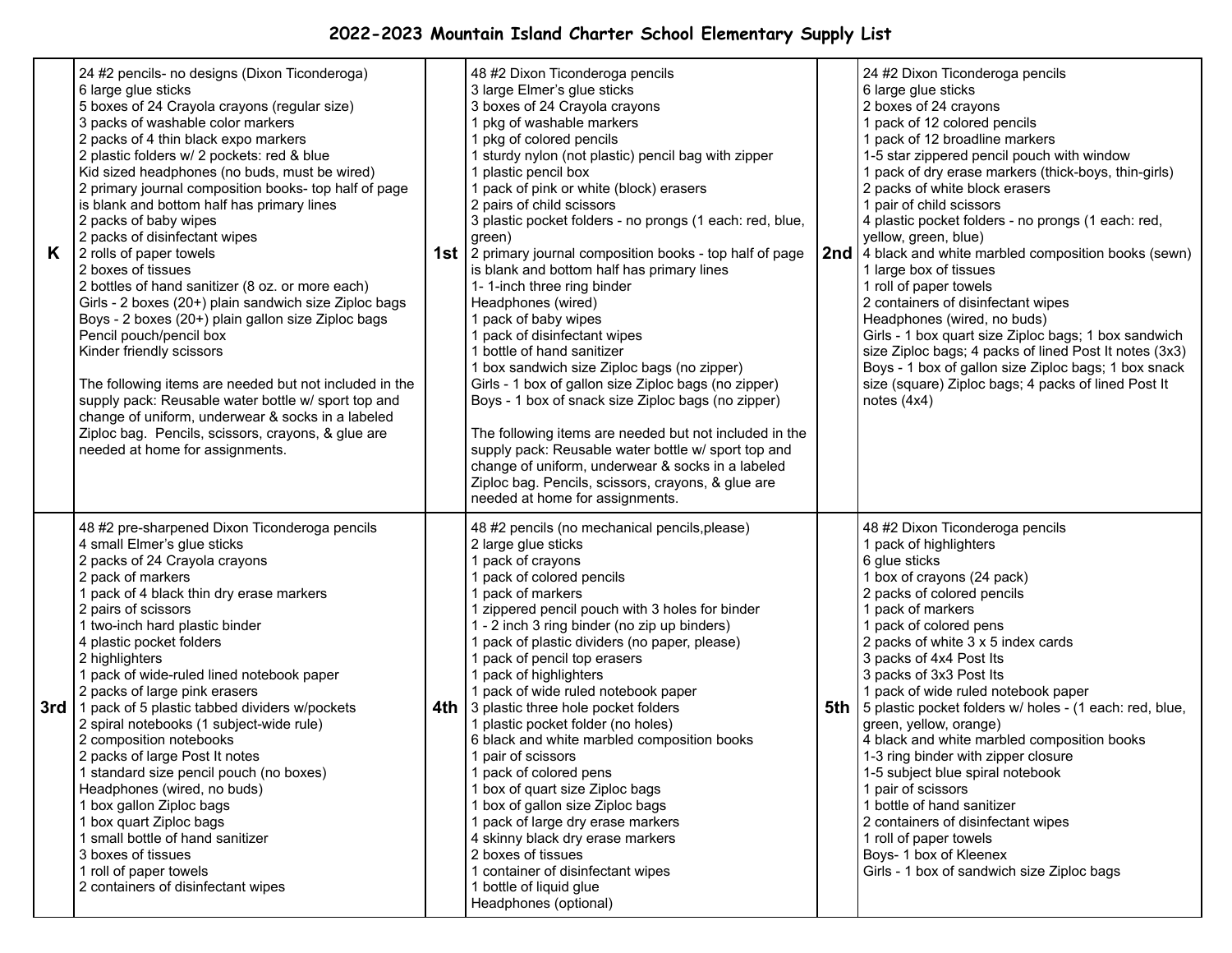# 2022-2023 Mountain Island Charter School Elementary Supply List

| Grade | Supplies | Grade | Supplies | Grade | Supplies |
|---|---|---|---|---|---|
| K | 24 #2 pencils- no designs (Dixon Ticonderoga)<br>6 large glue sticks<br>5 boxes of 24 Crayola crayons (regular size)<br>3 packs of washable color markers<br>2 packs of 4 thin black expo markers<br>2 plastic folders w/ 2 pockets: red & blue<br>Kid sized headphones (no buds, must be wired)<br>2 primary journal composition books- top half of page is blank and bottom half has primary lines<br>2 packs of baby wipes<br>2 packs of disinfectant wipes<br>2 rolls of paper towels<br>2 boxes of tissues<br>2 bottles of hand sanitizer (8 oz. or more each)<br>Girls - 2 boxes (20+) plain sandwich size Ziploc bags<br>Boys - 2 boxes (20+) plain gallon size Ziploc bags<br>Pencil pouch/pencil box<br>Kinder friendly scissors<br><br>The following items are needed but not included in the supply pack: Reusable water bottle w/ sport top and change of uniform, underwear & socks in a labeled Ziploc bag. Pencils, scissors, crayons, & glue are needed at home for assignments. | 1st | 48 #2 Dixon Ticonderoga pencils<br>3 large Elmer's glue sticks<br>3 boxes of 24 Crayola crayons<br>1 pkg of washable markers<br>1 pkg of colored pencils<br>1 sturdy nylon (not plastic) pencil bag with zipper<br>1 plastic pencil box<br>1 pack of pink or white (block) erasers<br>2 pairs of child scissors<br>3 plastic pocket folders - no prongs (1 each: red, blue, green)<br>2 primary journal composition books - top half of page is blank and bottom half has primary lines<br>1- 1-inch three ring binder<br>Headphones (wired)<br>1 pack of baby wipes<br>1 pack of disinfectant wipes<br>1 bottle of hand sanitizer<br>1 box sandwich size Ziploc bags (no zipper)<br>Girls - 1 box of gallon size Ziploc bags (no zipper)<br>Boys - 1 box of snack size Ziploc bags (no zipper)<br><br>The following items are needed but not included in the supply pack: Reusable water bottle w/ sport top and change of uniform, underwear & socks in a labeled Ziploc bag. Pencils, scissors, crayons, & glue are needed at home for assignments. | 2nd | 24 #2 Dixon Ticonderoga pencils<br>6 large glue sticks<br>2 boxes of 24 crayons<br>1 pack of 12 colored pencils<br>1 pack of 12 broadline markers<br>1-5 star zippered pencil pouch with window<br>1 pack of dry erase markers (thick-boys, thin-girls)<br>2 packs of white block erasers<br>1 pair of child scissors<br>4 plastic pocket folders - no prongs (1 each: red, yellow, green, blue)<br>4 black and white marbled composition books (sewn)<br>1 large box of tissues<br>1 roll of paper towels<br>2 containers of disinfectant wipes<br>Headphones (wired, no buds)<br>Girls - 1 box quart size Ziploc bags; 1 box sandwich size Ziploc bags; 4 packs of lined Post It notes (3x3)<br>Boys - 1 box of gallon size Ziploc bags; 1 box snack size (square) Ziploc bags; 4 packs of lined Post It notes (4x4) |
| 3rd | 48 #2 pre-sharpened Dixon Ticonderoga pencils<br>4 small Elmer's glue sticks<br>2 packs of 24 Crayola crayons<br>2 pack of markers<br>1 pack of 4 black thin dry erase markers<br>2 pairs of scissors<br>1 two-inch hard plastic binder<br>4 plastic pocket folders<br>2 highlighters<br>1 pack of wide-ruled lined notebook paper<br>2 packs of large pink erasers<br>1 pack of 5 plastic tabbed dividers w/pockets<br>2 spiral notebooks (1 subject-wide rule)<br>2 composition notebooks<br>2 packs of large Post It notes<br>1 standard size pencil pouch (no boxes)<br>Headphones (wired, no buds)<br>1 box gallon Ziploc bags<br>1 box quart Ziploc bags<br>1 small bottle of hand sanitizer<br>3 boxes of tissues<br>1 roll of paper towels<br>2 containers of disinfectant wipes | 4th | 48 #2 pencils (no mechanical pencils,please)<br>2 large glue sticks<br>1 pack of crayons<br>1 pack of colored pencils<br>1 pack of markers<br>1 zippered pencil pouch with 3 holes for binder<br>1 - 2 inch 3 ring binder (no zip up binders)<br>1 pack of plastic dividers (no paper, please)<br>1 pack of pencil top erasers<br>1 pack of highlighters<br>1 pack of wide ruled notebook paper<br>3 plastic three hole pocket folders<br>1 plastic pocket folder (no holes)<br>6 black and white marbled composition books<br>1 pair of scissors<br>1 pack of colored pens<br>1 box of quart size Ziploc bags<br>1 box of gallon size Ziploc bags<br>1 pack of large dry erase markers<br>4 skinny black dry erase markers<br>2 boxes of tissues<br>1 container of disinfectant wipes<br>1 bottle of liquid glue<br>Headphones (optional) | 5th | 48 #2 Dixon Ticonderoga pencils<br>1 pack of highlighters<br>6 glue sticks<br>1 box of crayons (24 pack)<br>2 packs of colored pencils<br>1 pack of markers<br>1 pack of colored pens<br>2 packs of white 3 x 5 index cards<br>3 packs of 4x4 Post Its<br>3 packs of 3x3 Post Its<br>1 pack of wide ruled notebook paper<br>5 plastic pocket folders w/ holes - (1 each: red, blue, green, yellow, orange)<br>4 black and white marbled composition books<br>1-3 ring binder with zipper closure<br>1-5 subject blue spiral notebook<br>1 pair of scissors<br>1 bottle of hand sanitizer<br>2 containers of disinfectant wipes<br>1 roll of paper towels<br>Boys- 1 box of Kleenex<br>Girls - 1 box of sandwich size Ziploc bags |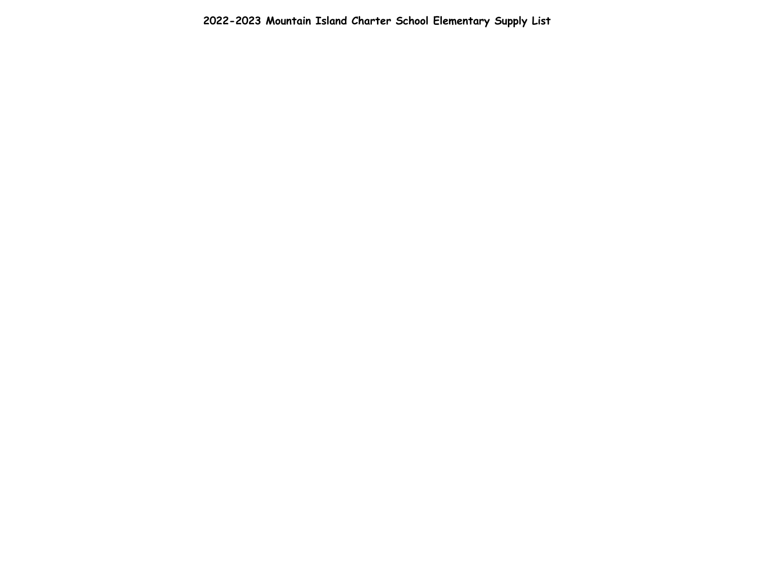# 2022-2023 Mountain Island Charter School Elementary Supply List